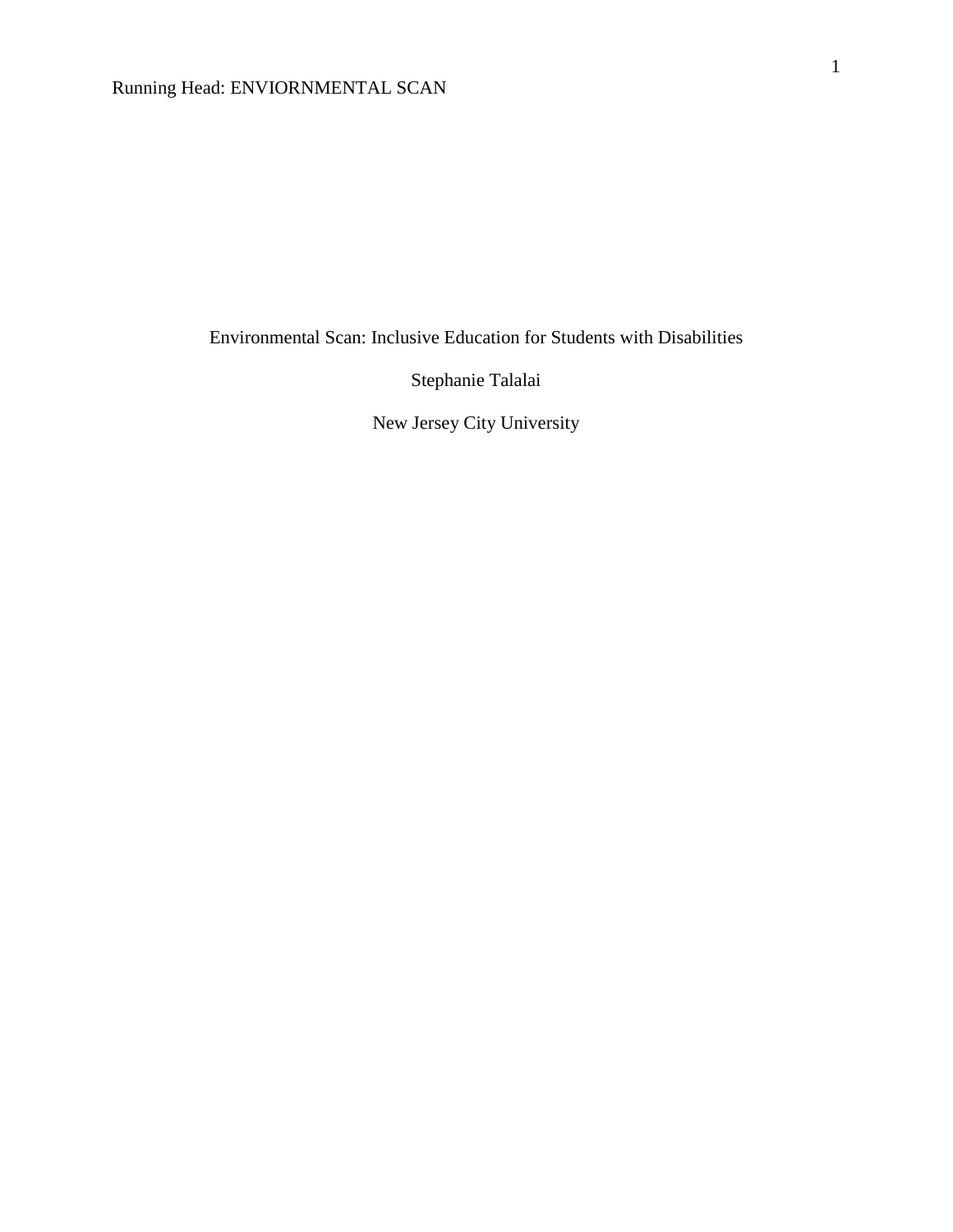Environmental Scan: Inclusive Education for Students with Disabilities

Stephanie Talalai

New Jersey City University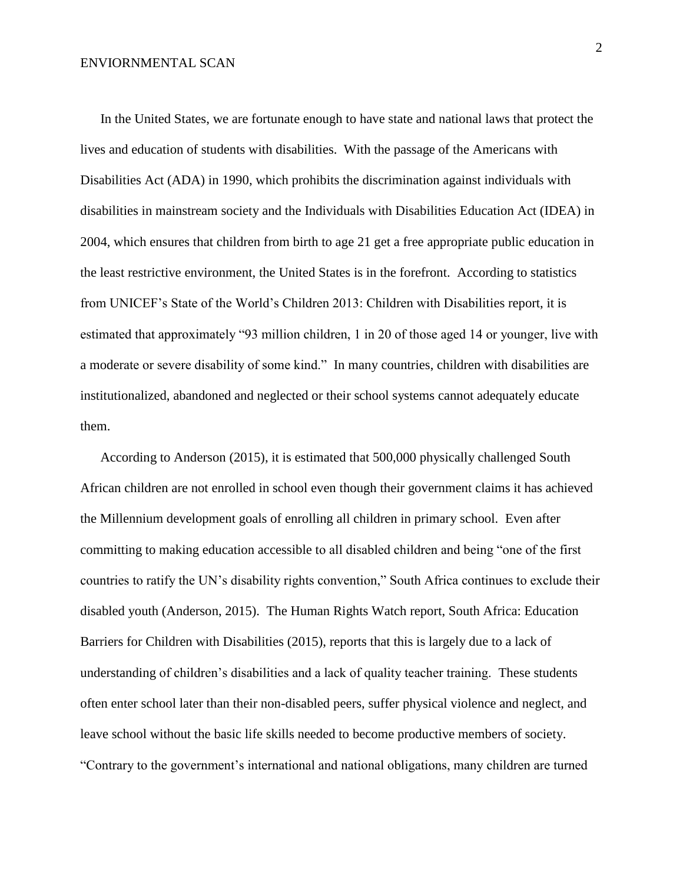In the United States, we are fortunate enough to have state and national laws that protect the lives and education of students with disabilities. With the passage of the Americans with Disabilities Act (ADA) in 1990, which prohibits the discrimination against individuals with disabilities in mainstream society and the Individuals with Disabilities Education Act (IDEA) in 2004, which ensures that children from birth to age 21 get a free appropriate public education in the least restrictive environment, the United States is in the forefront. According to statistics from UNICEF's State of the World's Children 2013: Children with Disabilities report, it is estimated that approximately "93 million children, 1 in 20 of those aged 14 or younger, live with a moderate or severe disability of some kind." In many countries, children with disabilities are institutionalized, abandoned and neglected or their school systems cannot adequately educate them.

According to Anderson (2015), it is estimated that 500,000 physically challenged South African children are not enrolled in school even though their government claims it has achieved the Millennium development goals of enrolling all children in primary school. Even after committing to making education accessible to all disabled children and being "one of the first countries to ratify the UN's disability rights convention," South Africa continues to exclude their disabled youth (Anderson, 2015). The Human Rights Watch report, South Africa: Education Barriers for Children with Disabilities (2015), reports that this is largely due to a lack of understanding of children's disabilities and a lack of quality teacher training. These students often enter school later than their non-disabled peers, suffer physical violence and neglect, and leave school without the basic life skills needed to become productive members of society. "Contrary to the government's international and national obligations, many children are turned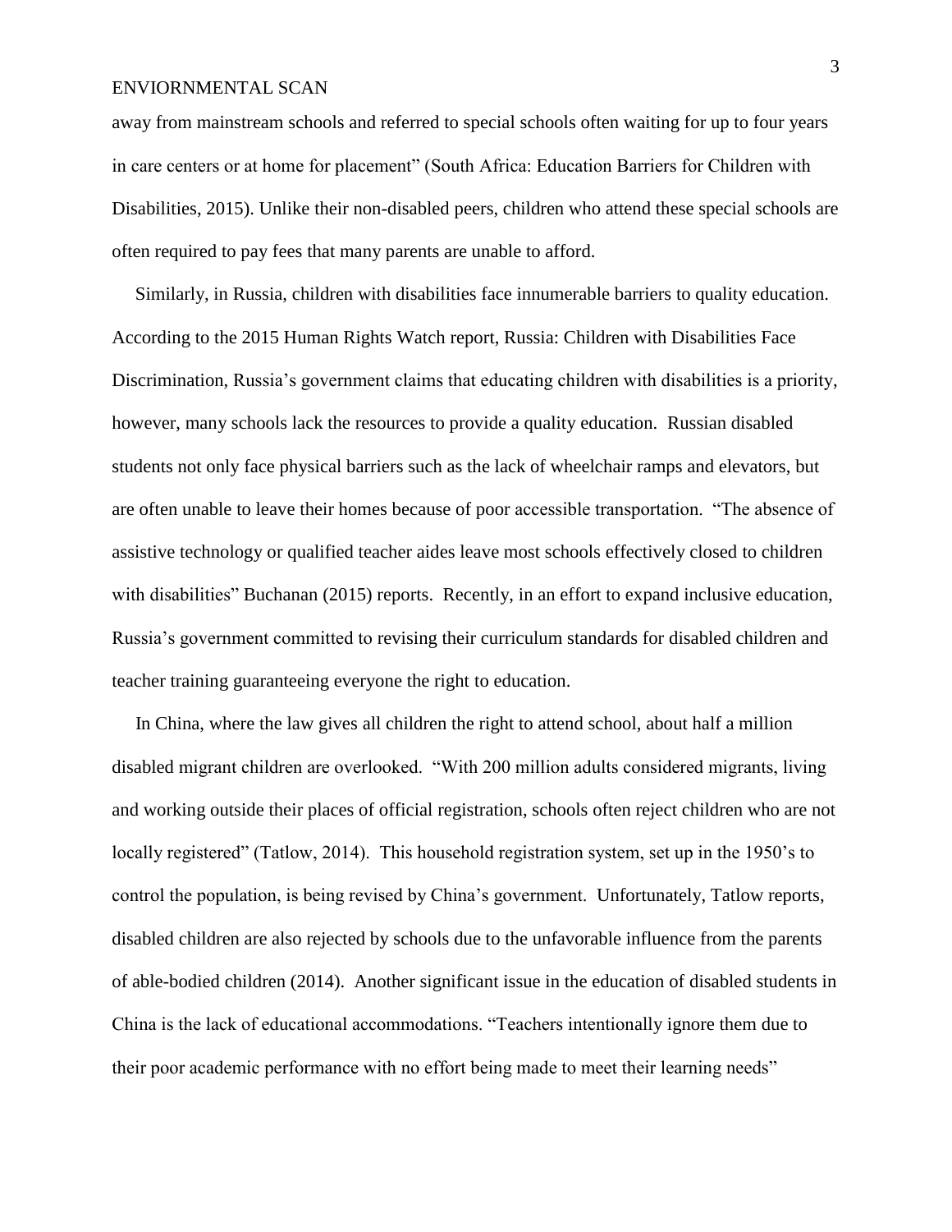away from mainstream schools and referred to special schools often waiting for up to four years in care centers or at home for placement" (South Africa: Education Barriers for Children with Disabilities, 2015). Unlike their non-disabled peers, children who attend these special schools are often required to pay fees that many parents are unable to afford.

Similarly, in Russia, children with disabilities face innumerable barriers to quality education. According to the 2015 Human Rights Watch report, Russia: Children with Disabilities Face Discrimination, Russia's government claims that educating children with disabilities is a priority, however, many schools lack the resources to provide a quality education. Russian disabled students not only face physical barriers such as the lack of wheelchair ramps and elevators, but are often unable to leave their homes because of poor accessible transportation. "The absence of assistive technology or qualified teacher aides leave most schools effectively closed to children with disabilities" Buchanan (2015) reports. Recently, in an effort to expand inclusive education, Russia's government committed to revising their curriculum standards for disabled children and teacher training guaranteeing everyone the right to education.

In China, where the law gives all children the right to attend school, about half a million disabled migrant children are overlooked. "With 200 million adults considered migrants, living and working outside their places of official registration, schools often reject children who are not locally registered" (Tatlow, 2014). This household registration system, set up in the 1950's to control the population, is being revised by China's government. Unfortunately, Tatlow reports, disabled children are also rejected by schools due to the unfavorable influence from the parents of able-bodied children (2014). Another significant issue in the education of disabled students in China is the lack of educational accommodations. "Teachers intentionally ignore them due to their poor academic performance with no effort being made to meet their learning needs"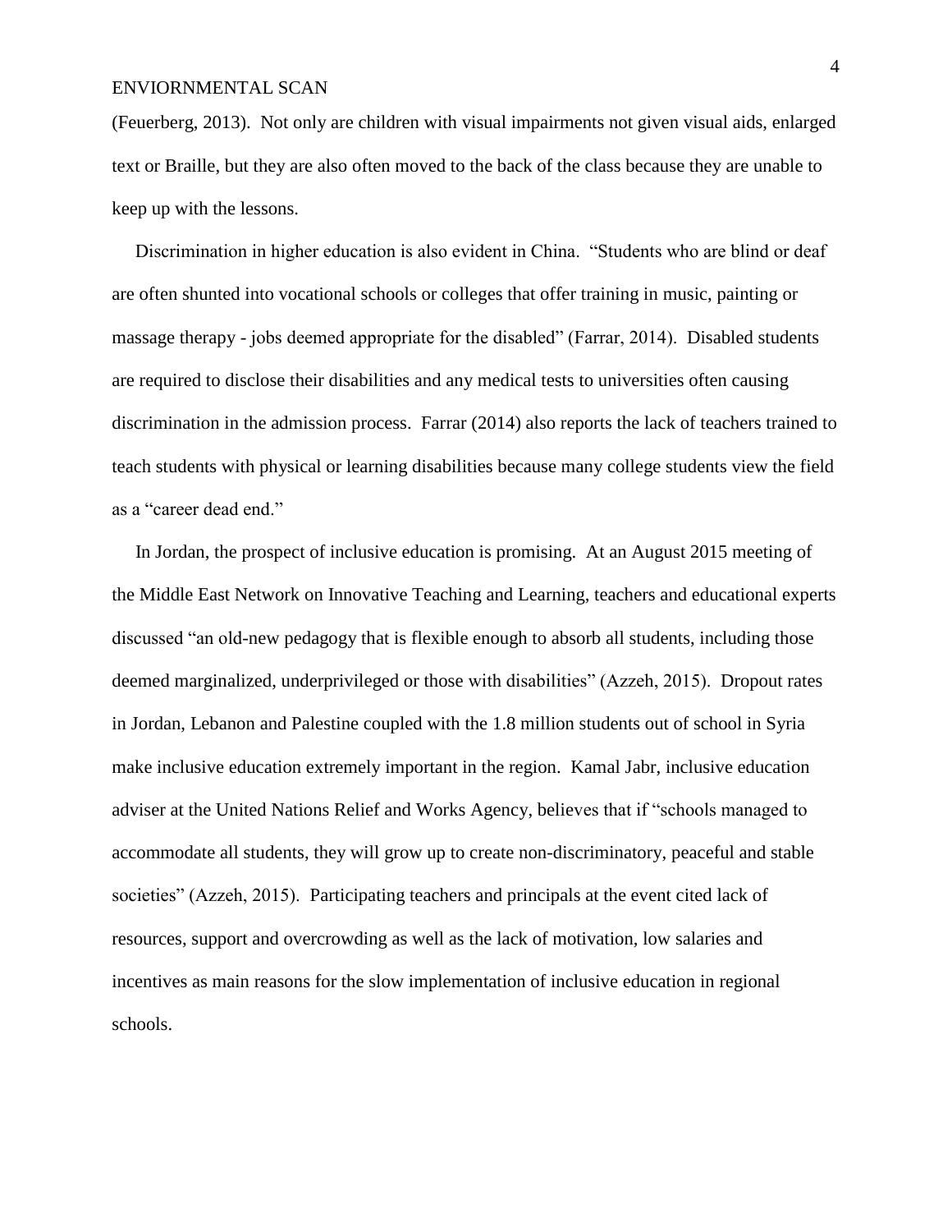(Feuerberg, 2013). Not only are children with visual impairments not given visual aids, enlarged text or Braille, but they are also often moved to the back of the class because they are unable to keep up with the lessons.

Discrimination in higher education is also evident in China. "Students who are blind or deaf are often shunted into vocational schools or colleges that offer training in music, painting or massage therapy - jobs deemed appropriate for the disabled" (Farrar, 2014). Disabled students are required to disclose their disabilities and any medical tests to universities often causing discrimination in the admission process. Farrar (2014) also reports the lack of teachers trained to teach students with physical or learning disabilities because many college students view the field as a "career dead end."

In Jordan, the prospect of inclusive education is promising. At an August 2015 meeting of the Middle East Network on Innovative Teaching and Learning, teachers and educational experts discussed "an old-new pedagogy that is flexible enough to absorb all students, including those deemed marginalized, underprivileged or those with disabilities" (Azzeh, 2015). Dropout rates in Jordan, Lebanon and Palestine coupled with the 1.8 million students out of school in Syria make inclusive education extremely important in the region. Kamal Jabr, inclusive education adviser at the United Nations Relief and Works Agency, believes that if "schools managed to accommodate all students, they will grow up to create non-discriminatory, peaceful and stable societies" (Azzeh, 2015). Participating teachers and principals at the event cited lack of resources, support and overcrowding as well as the lack of motivation, low salaries and incentives as main reasons for the slow implementation of inclusive education in regional schools.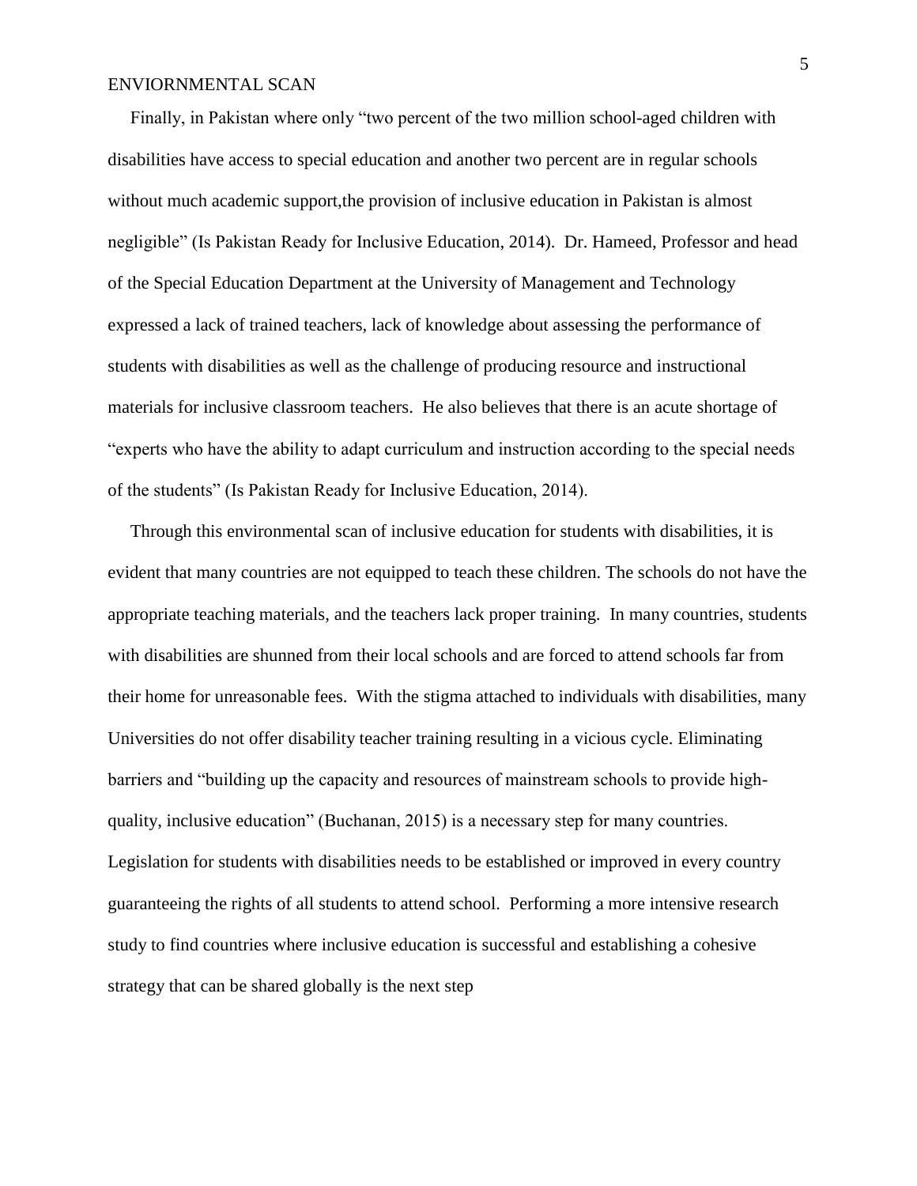Finally, in Pakistan where only “two percent of the two million school-aged children with disabilities have access to special education and another two percent are in regular schools without much academic support,the provision of inclusive education in Pakistan is almost negligible” (Is Pakistan Ready for Inclusive Education, 2014). Dr. Hameed, Professor and head of the Special Education Department at the University of Management and Technology expressed a lack of trained teachers, lack of knowledge about assessing the performance of students with disabilities as well as the challenge of producing resource and instructional materials for inclusive classroom teachers. He also believes that there is an acute shortage of “experts who have the ability to adapt curriculum and instruction according to the special needs of the students” (Is Pakistan Ready for Inclusive Education, 2014).

Through this environmental scan of inclusive education for students with disabilities, it is evident that many countries are not equipped to teach these children. The schools do not have the appropriate teaching materials, and the teachers lack proper training. In many countries, students with disabilities are shunned from their local schools and are forced to attend schools far from their home for unreasonable fees. With the stigma attached to individuals with disabilities, many Universities do not offer disability teacher training resulting in a vicious cycle. Eliminating barriers and “building up the capacity and resources of mainstream schools to provide high-quality, inclusive education” (Buchanan, 2015) is a necessary step for many countries. Legislation for students with disabilities needs to be established or improved in every country guaranteeing the rights of all students to attend school. Performing a more intensive research study to find countries where inclusive education is successful and establishing a cohesive strategy that can be shared globally is the next step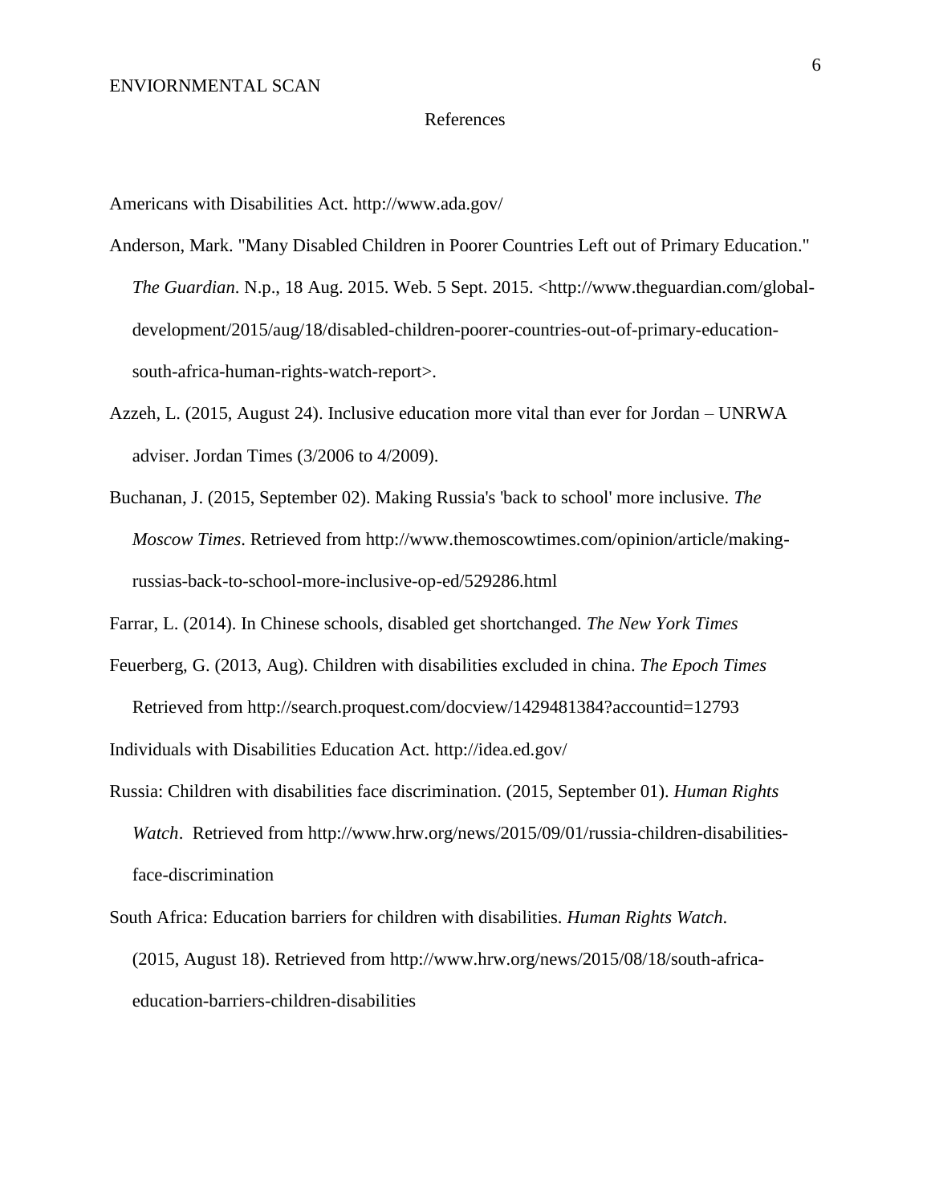# References

Americans with Disabilities Act. http://www.ada.gov/

Anderson, Mark. "Many Disabled Children in Poorer Countries Left out of Primary Education." *The Guardian*. N.p., 18 Aug. 2015. Web. 5 Sept. 2015. <http://www.theguardian.com/global-development/2015/aug/18/disabled-children-poorer-countries-out-of-primary-education-south-africa-human-rights-watch-report>.

Azzeh, L. (2015, August 24). Inclusive education more vital than ever for Jordan – UNRWA adviser. Jordan Times (3/2006 to 4/2009).

Buchanan, J. (2015, September 02). Making Russia's 'back to school' more inclusive. *The Moscow Times*. Retrieved from http://www.themoscowtimes.com/opinion/article/making-russias-back-to-school-more-inclusive-op-ed/529286.html

Farrar, L. (2014). In Chinese schools, disabled get shortchanged. *The New York Times*

Feuerberg, G. (2013, Aug). Children with disabilities excluded in china. *The Epoch Times* Retrieved from http://search.proquest.com/docview/1429481384?accountid=12793

Individuals with Disabilities Education Act. http://idea.ed.gov/

Russia: Children with disabilities face discrimination. (2015, September 01). *Human Rights Watch*. Retrieved from http://www.hrw.org/news/2015/09/01/russia-children-disabilities-face-discrimination

South Africa: Education barriers for children with disabilities. *Human Rights Watch*. (2015, August 18). Retrieved from http://www.hrw.org/news/2015/08/18/south-africa-education-barriers-children-disabilities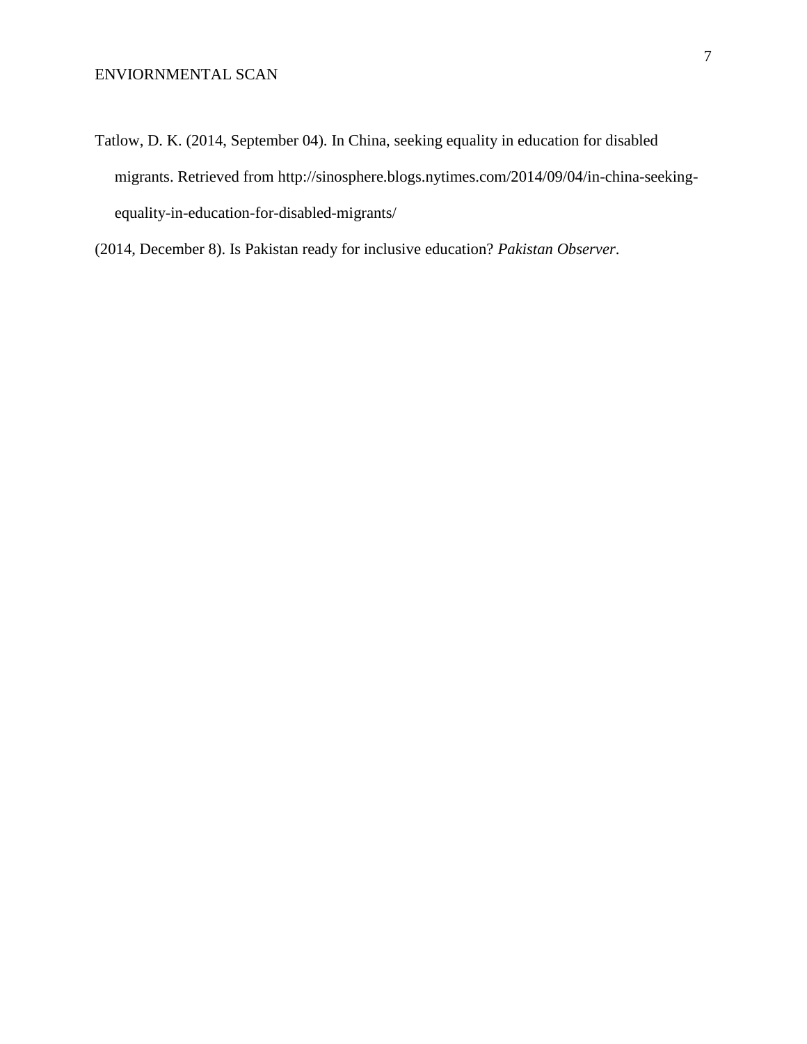Tatlow, D. K. (2014, September 04). In China, seeking equality in education for disabled migrants. Retrieved from http://sinosphere.blogs.nytimes.com/2014/09/04/in-china-seeking-equality-in-education-for-disabled-migrants/

(2014, December 8). Is Pakistan ready for inclusive education? *Pakistan Observer*.